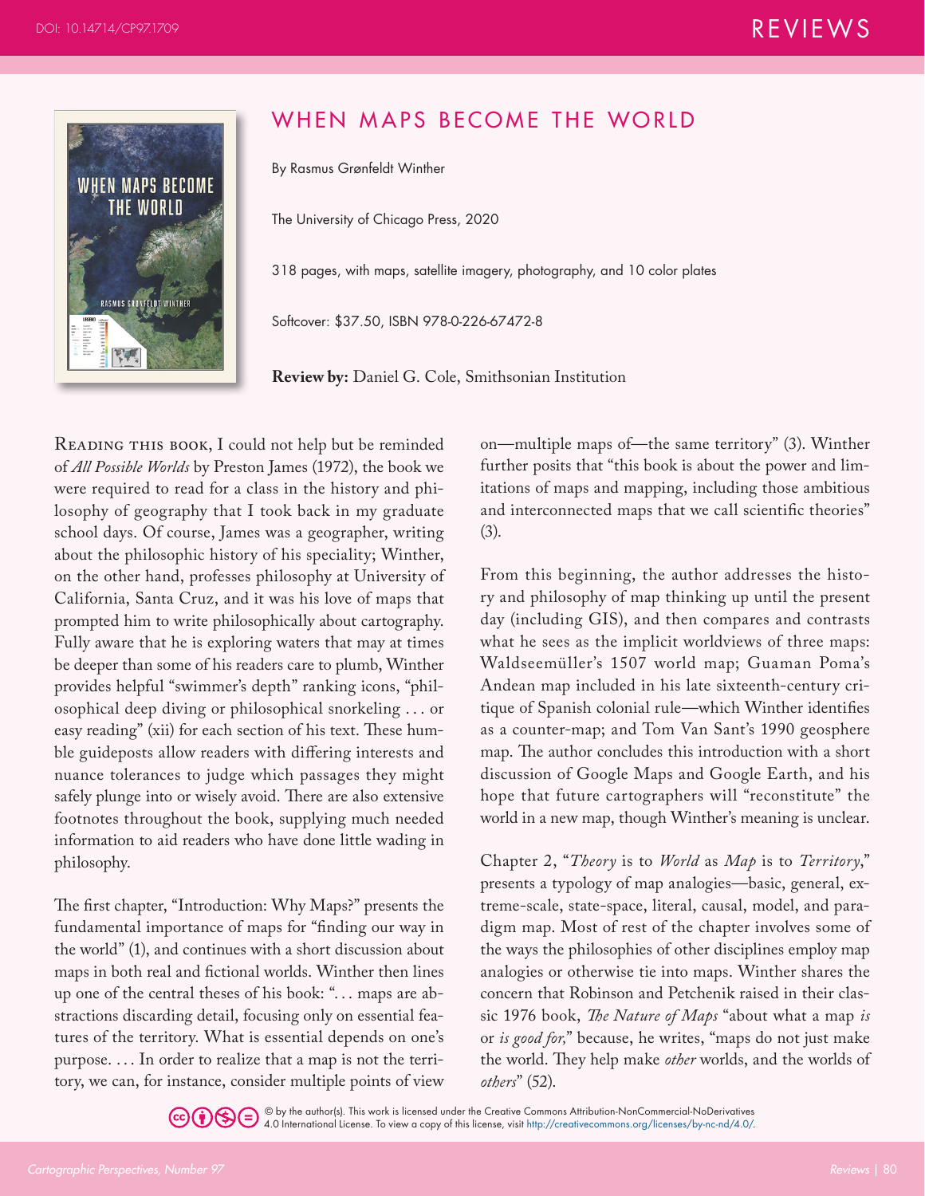# WHEN MAPS BECOME THE WORLD

By Rasmus Grønfeldt Winther

The University of Chicago Press, 2020

318 pages, with maps, satellite imagery, photography, and 10 color plates

Softcover: $37.50, ISBN 978-0-226-67472-8

**Review by:** Daniel G. Cole, Smithsonian Institution

Reading this book, I could not help but be reminded of *All Possible Worlds* by Preston James (1972), the book we were required to read for a class in the history and philosophy of geography that I took back in my graduate school days. Of course, James was a geographer, writing about the philosophic history of his speciality; Winther, on the other hand, professes philosophy at University of California, Santa Cruz, and it was his love of maps that prompted him to write philosophically about cartography. Fully aware that he is exploring waters that may at times be deeper than some of his readers care to plumb, Winther provides helpful "swimmer's depth" ranking icons, "philosophical deep diving or philosophical snorkeling . . . or easy reading" (xii) for each section of his text. These humble guideposts allow readers with differing interests and nuance tolerances to judge which passages they might safely plunge into or wisely avoid. There are also extensive footnotes throughout the book, supplying much needed information to aid readers who have done little wading in philosophy.

The first chapter, "Introduction: Why Maps?" presents the fundamental importance of maps for "finding our way in the world" (1), and continues with a short discussion about maps in both real and fictional worlds. Winther then lines up one of the central theses of his book: ". . . maps are abstractions discarding detail, focusing only on essential features of the territory. What is essential depends on one's purpose. . . . In order to realize that a map is not the territory, we can, for instance, consider multiple points of view on—multiple maps of—the same territory" (3). Winther further posits that "this book is about the power and limitations of maps and mapping, including those ambitious and interconnected maps that we call scientific theories" (3).

From this beginning, the author addresses the history and philosophy of map thinking up until the present day (including GIS), and then compares and contrasts what he sees as the implicit worldviews of three maps: Waldseemüller's 1507 world map; Guaman Poma's Andean map included in his late sixteenth-century critique of Spanish colonial rule—which Winther identifies as a counter-map; and Tom Van Sant's 1990 geosphere map. The author concludes this introduction with a short discussion of Google Maps and Google Earth, and his hope that future cartographers will "reconstitute" the world in a new map, though Winther's meaning is unclear.

Chapter 2, "*Theory* is to *World* as *Map* is to *Territory*," presents a typology of map analogies—basic, general, extreme-scale, state-space, literal, causal, model, and paradigm map. Most of rest of the chapter involves some of the ways the philosophies of other disciplines employ map analogies or otherwise tie into maps. Winther shares the concern that Robinson and Petchenik raised in their classic 1976 book, *The Nature of Maps* "about what a map *is* or *is good for,*" because, he writes, "maps do not just make the world. They help make *other* worlds, and the worlds of *others*" (52).

© by the author(s). This work is licensed under the Creative Commons Attribution-NonCommercial-NoDerivatives 4.0 International License. To view a copy of this license, visit http://creativecommons.org/licenses/by-nc-nd/4.0/.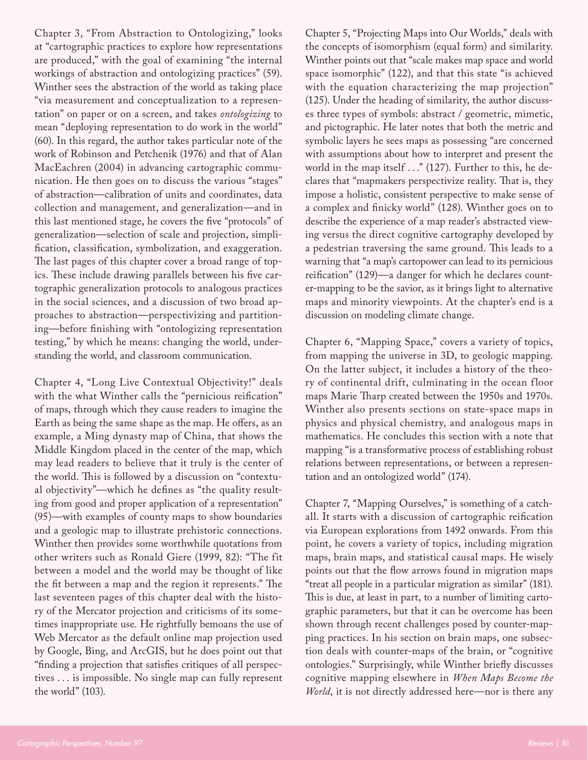Chapter 3, "From Abstraction to Ontologizing," looks at "cartographic practices to explore how representations are produced," with the goal of examining "the internal workings of abstraction and ontologizing practices" (59). Winther sees the abstraction of the world as taking place "via measurement and conceptualization to a representation" on paper or on a screen, and takes *ontologizing* to mean "deploying representation to do work in the world" (60). In this regard, the author takes particular note of the work of Robinson and Petchenik (1976) and that of Alan MacEachren (2004) in advancing cartographic communication. He then goes on to discuss the various "stages" of abstraction—calibration of units and coordinates, data collection and management, and generalization—and in this last mentioned stage, he covers the five "protocols" of generalization—selection of scale and projection, simplification, classification, symbolization, and exaggeration. The last pages of this chapter cover a broad range of topics. These include drawing parallels between his five cartographic generalization protocols to analogous practices in the social sciences, and a discussion of two broad approaches to abstraction—perspectivizing and partitioning—before finishing with "ontologizing representation testing," by which he means: changing the world, understanding the world, and classroom communication.

Chapter 4, "Long Live Contextual Objectivity!" deals with the what Winther calls the "pernicious reification" of maps, through which they cause readers to imagine the Earth as being the same shape as the map. He offers, as an example, a Ming dynasty map of China, that shows the Middle Kingdom placed in the center of the map, which may lead readers to believe that it truly is the center of the world. This is followed by a discussion on "contextual objectivity"—which he defines as "the quality resulting from good and proper application of a representation" (95)—with examples of county maps to show boundaries and a geologic map to illustrate prehistoric connections. Winther then provides some worthwhile quotations from other writers such as Ronald Giere (1999, 82): "The fit between a model and the world may be thought of like the fit between a map and the region it represents." The last seventeen pages of this chapter deal with the history of the Mercator projection and criticisms of its sometimes inappropriate use. He rightfully bemoans the use of Web Mercator as the default online map projection used by Google, Bing, and ArcGIS, but he does point out that "finding a projection that satisfies critiques of all perspectives . . . is impossible. No single map can fully represent the world" (103).

Chapter 5, "Projecting Maps into Our Worlds," deals with the concepts of isomorphism (equal form) and similarity. Winther points out that "scale makes map space and world space isomorphic" (122), and that this state "is achieved with the equation characterizing the map projection" (125). Under the heading of similarity, the author discusses three types of symbols: abstract / geometric, mimetic, and pictographic. He later notes that both the metric and symbolic layers he sees maps as possessing "are concerned with assumptions about how to interpret and present the world in the map itself . . ." (127). Further to this, he declares that "mapmakers perspectivize reality. That is, they impose a holistic, consistent perspective to make sense of a complex and finicky world" (128). Winther goes on to describe the experience of a map reader's abstracted viewing versus the direct cognitive cartography developed by a pedestrian traversing the same ground. This leads to a warning that "a map's cartopower can lead to its pernicious reification" (129)—a danger for which he declares counter-mapping to be the savior, as it brings light to alternative maps and minority viewpoints. At the chapter's end is a discussion on modeling climate change.

Chapter 6, "Mapping Space," covers a variety of topics, from mapping the universe in 3D, to geologic mapping. On the latter subject, it includes a history of the theory of continental drift, culminating in the ocean floor maps Marie Tharp created between the 1950s and 1970s. Winther also presents sections on state-space maps in physics and physical chemistry, and analogous maps in mathematics. He concludes this section with a note that mapping "is a transformative process of establishing robust relations between representations, or between a representation and an ontologized world" (174).

Chapter 7, "Mapping Ourselves," is something of a catch-all. It starts with a discussion of cartographic reification via European explorations from 1492 onwards. From this point, he covers a variety of topics, including migration maps, brain maps, and statistical causal maps. He wisely points out that the flow arrows found in migration maps "treat all people in a particular migration as similar" (181). This is due, at least in part, to a number of limiting cartographic parameters, but that it can be overcome has been shown through recent challenges posed by counter-mapping practices. In his section on brain maps, one subsection deals with counter-maps of the brain, or "cognitive ontologies." Surprisingly, while Winther briefly discusses cognitive mapping elsewhere in *When Maps Become the World*, it is not directly addressed here—nor is there any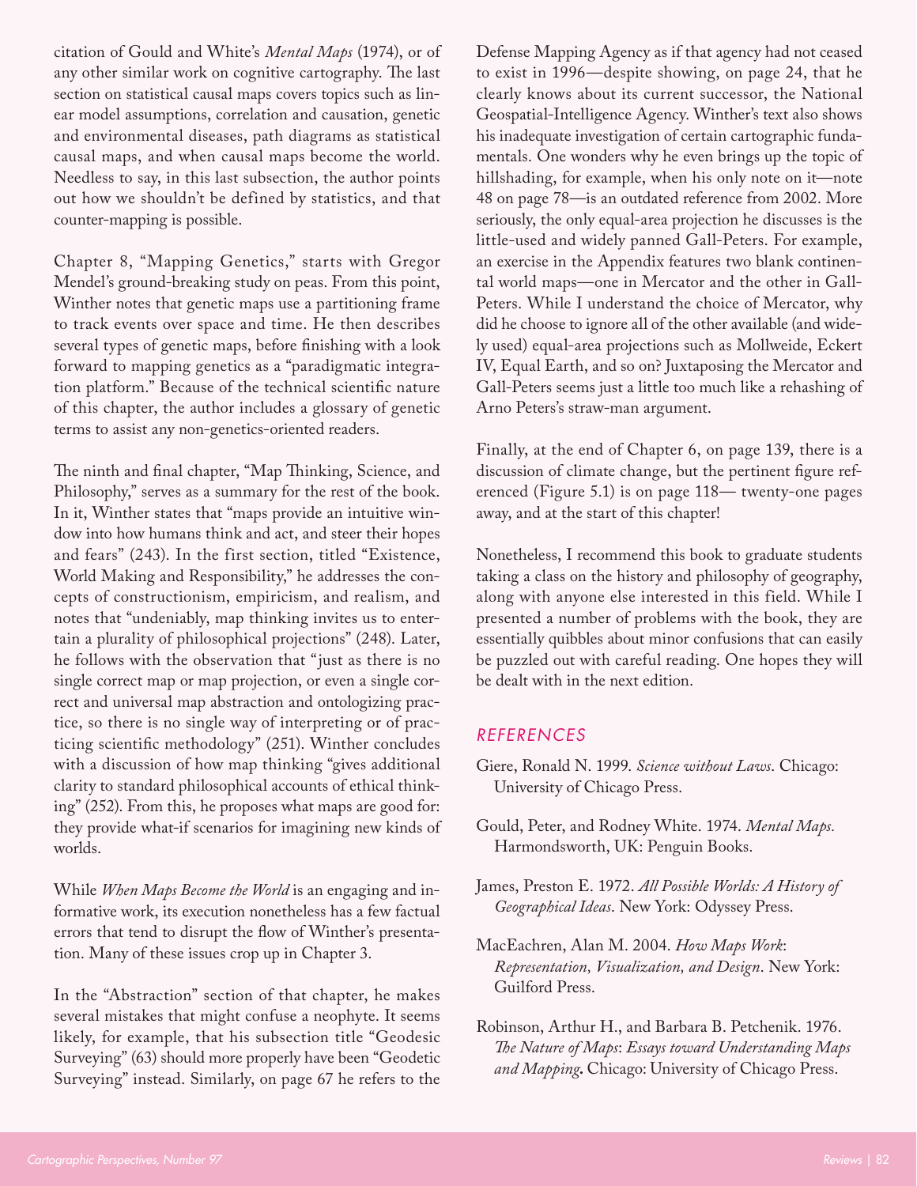citation of Gould and White's *Mental Maps* (1974), or of any other similar work on cognitive cartography. The last section on statistical causal maps covers topics such as linear model assumptions, correlation and causation, genetic and environmental diseases, path diagrams as statistical causal maps, and when causal maps become the world. Needless to say, in this last subsection, the author points out how we shouldn't be defined by statistics, and that counter-mapping is possible.

Chapter 8, "Mapping Genetics," starts with Gregor Mendel's ground-breaking study on peas. From this point, Winther notes that genetic maps use a partitioning frame to track events over space and time. He then describes several types of genetic maps, before finishing with a look forward to mapping genetics as a "paradigmatic integration platform." Because of the technical scientific nature of this chapter, the author includes a glossary of genetic terms to assist any non-genetics-oriented readers.

The ninth and final chapter, "Map Thinking, Science, and Philosophy," serves as a summary for the rest of the book. In it, Winther states that "maps provide an intuitive window into how humans think and act, and steer their hopes and fears" (243). In the first section, titled "Existence, World Making and Responsibility," he addresses the concepts of constructionism, empiricism, and realism, and notes that "undeniably, map thinking invites us to entertain a plurality of philosophical projections" (248). Later, he follows with the observation that "just as there is no single correct map or map projection, or even a single correct and universal map abstraction and ontologizing practice, so there is no single way of interpreting or of practicing scientific methodology" (251). Winther concludes with a discussion of how map thinking "gives additional clarity to standard philosophical accounts of ethical thinking" (252). From this, he proposes what maps are good for: they provide what-if scenarios for imagining new kinds of worlds.

While *When Maps Become the World* is an engaging and informative work, its execution nonetheless has a few factual errors that tend to disrupt the flow of Winther's presentation. Many of these issues crop up in Chapter 3.

In the "Abstraction" section of that chapter, he makes several mistakes that might confuse a neophyte. It seems likely, for example, that his subsection title "Geodesic Surveying" (63) should more properly have been "Geodetic Surveying" instead. Similarly, on page 67 he refers to the Defense Mapping Agency as if that agency had not ceased to exist in 1996—despite showing, on page 24, that he clearly knows about its current successor, the National Geospatial-Intelligence Agency. Winther's text also shows his inadequate investigation of certain cartographic fundamentals. One wonders why he even brings up the topic of hillshading, for example, when his only note on it—note 48 on page 78—is an outdated reference from 2002. More seriously, the only equal-area projection he discusses is the little-used and widely panned Gall-Peters. For example, an exercise in the Appendix features two blank continental world maps—one in Mercator and the other in Gall-Peters. While I understand the choice of Mercator, why did he choose to ignore all of the other available (and widely used) equal-area projections such as Mollweide, Eckert IV, Equal Earth, and so on? Juxtaposing the Mercator and Gall-Peters seems just a little too much like a rehashing of Arno Peters's straw-man argument.

Finally, at the end of Chapter 6, on page 139, there is a discussion of climate change, but the pertinent figure referenced (Figure 5.1) is on page 118— twenty-one pages away, and at the start of this chapter!

Nonetheless, I recommend this book to graduate students taking a class on the history and philosophy of geography, along with anyone else interested in this field. While I presented a number of problems with the book, they are essentially quibbles about minor confusions that can easily be puzzled out with careful reading. One hopes they will be dealt with in the next edition.

## REFERENCES

Giere, Ronald N. 1999. *Science without Laws*. Chicago: University of Chicago Press.

Gould, Peter, and Rodney White. 1974. *Mental Maps*. Harmondsworth, UK: Penguin Books.

James, Preston E. 1972. *All Possible Worlds: A History of Geographical Ideas*. New York: Odyssey Press.

MacEachren, Alan M. 2004. *How Maps Work*: *Representation, Visualization, and Design*. New York: Guilford Press.

Robinson, Arthur H., and Barbara B. Petchenik. 1976. *The Nature of Maps*: *Essays toward Understanding Maps and Mapping***.** Chicago: University of Chicago Press.